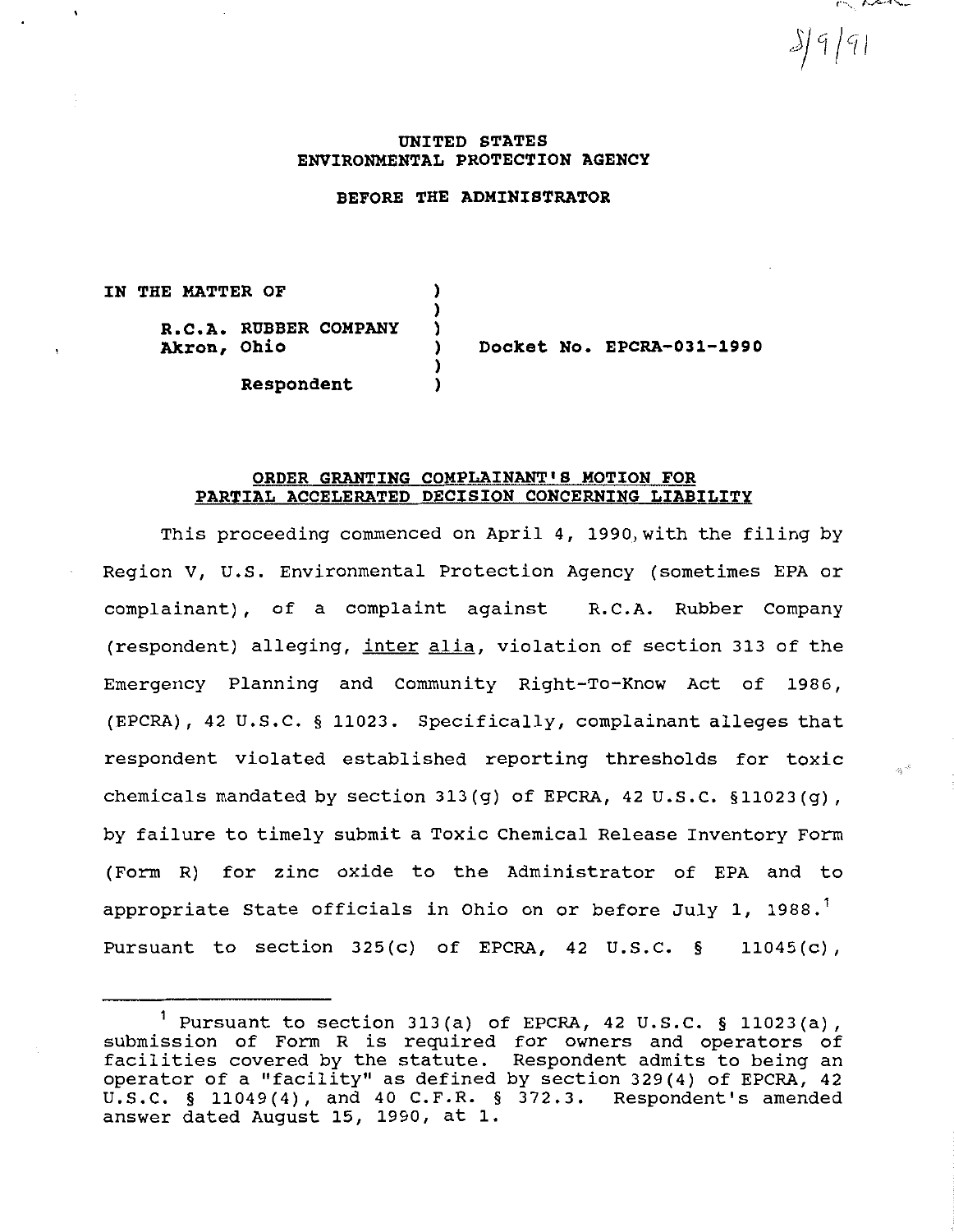5/9/91

UNITED STATES
ENVIRONMENTAL PROTECTION AGENCY

BEFORE THE ADMINISTRATOR

IN THE MATTER OF

R.C.A. RUBBER COMPANY
Akron, Ohio

Respondent

Docket No. EPCRA-031-1990

**ORDER GRANTING COMPLAINANT'S MOTION FOR PARTIAL ACCELERATED DECISION CONCERNING LIABILITY**

This proceeding commenced on April 4, 1990, with the filing by Region V, U.S. Environmental Protection Agency (sometimes EPA or complainant), of a complaint against R.C.A. Rubber Company (respondent) alleging, inter alia, violation of section 313 of the Emergency Planning and Community Right-To-Know Act of 1986, (EPCRA), 42 U.S.C. § 11023. Specifically, complainant alleges that respondent violated established reporting thresholds for toxic chemicals mandated by section 313(g) of EPCRA, 42 U.S.C. §11023(g), by failure to timely submit a Toxic Chemical Release Inventory Form (Form R) for zinc oxide to the Administrator of EPA and to appropriate State officials in Ohio on or before July 1, 1988.[1] Pursuant to section 325(c) of EPCRA, 42 U.S.C. § 11045(c),

[1] Pursuant to section 313(a) of EPCRA, 42 U.S.C. § 11023(a), submission of Form R is required for owners and operators of facilities covered by the statute. Respondent admits to being an operator of a "facility" as defined by section 329(4) of EPCRA, 42 U.S.C. § 11049(4), and 40 C.F.R. § 372.3. Respondent's amended answer dated August 15, 1990, at 1.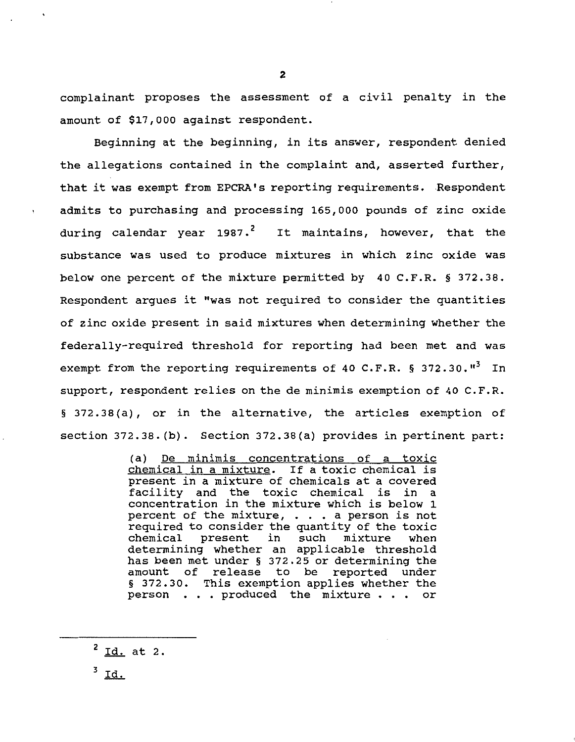complainant proposes the assessment of a civil penalty in the amount of $17,000 against respondent.

Beginning at the beginning, in its answer, respondent denied the allegations contained in the complaint and, asserted further, that it was exempt from EPCRA's reporting requirements. Respondent admits to purchasing and processing 165,000 pounds of zinc oxide during calendar year 1987.[2] It maintains, however, that the substance was used to produce mixtures in which zinc oxide was below one percent of the mixture permitted by 40 C.F.R. § 372.38. Respondent argues it "was not required to consider the quantities of zinc oxide present in said mixtures when determining whether the federally-required threshold for reporting had been met and was exempt from the reporting requirements of 40 C.F.R. § 372.30."[3] In support, respondent relies on the de minimis exemption of 40 C.F.R. § 372.38(a), or in the alternative, the articles exemption of section 372.38.(b). Section 372.38(a) provides in pertinent part:

> (a) <u>De minimis concentrations of a toxic chemical in a mixture</u>. If a toxic chemical is present in a mixture of chemicals at a covered facility and the toxic chemical is in a concentration in the mixture which is below 1 percent of the mixture, . . . a person is not required to consider the quantity of the toxic chemical present in such mixture when determining whether an applicable threshold has been met under § 372.25 or determining the amount of release to be reported under § 372.30. This exemption applies whether the person . . . produced the mixture . . . or

---

[2] Id. at 2.

[3] Id.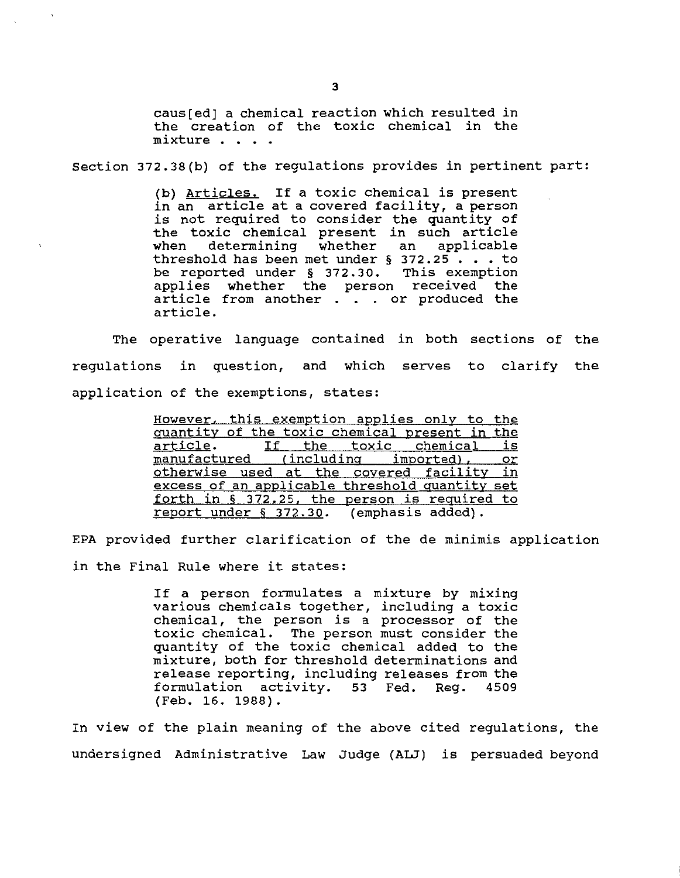> caus[ed] a chemical reaction which resulted in the creation of the toxic chemical in the mixture . . . .

Section 372.38(b) of the regulations provides in pertinent part:

> (b) Articles. If a toxic chemical is present in an article at a covered facility, a person is not required to consider the quantity of the toxic chemical present in such article when determining whether an applicable threshold has been met under § 372.25 . . . to be reported under § 372.30. This exemption applies whether the person received the article from another . . . or produced the article.

The operative language contained in both sections of the regulations in question, and which serves to clarify the application of the exemptions, states:

> However, this exemption applies only to the quantity of the toxic chemical present in the article. If the toxic chemical is manufactured (including imported), or otherwise used at the covered facility in excess of an applicable threshold quantity set forth in § 372.25, the person is required to report under § 372.30. (emphasis added).

EPA provided further clarification of the de minimis application in the Final Rule where it states:

> If a person formulates a mixture by mixing various chemicals together, including a toxic chemical, the person is a processor of the toxic chemical. The person must consider the quantity of the toxic chemical added to the mixture, both for threshold determinations and release reporting, including releases from the formulation activity. 53 Fed. Reg. 4509 (Feb. 16. 1988).

In view of the plain meaning of the above cited regulations, the undersigned Administrative Law Judge (ALJ) is persuaded beyond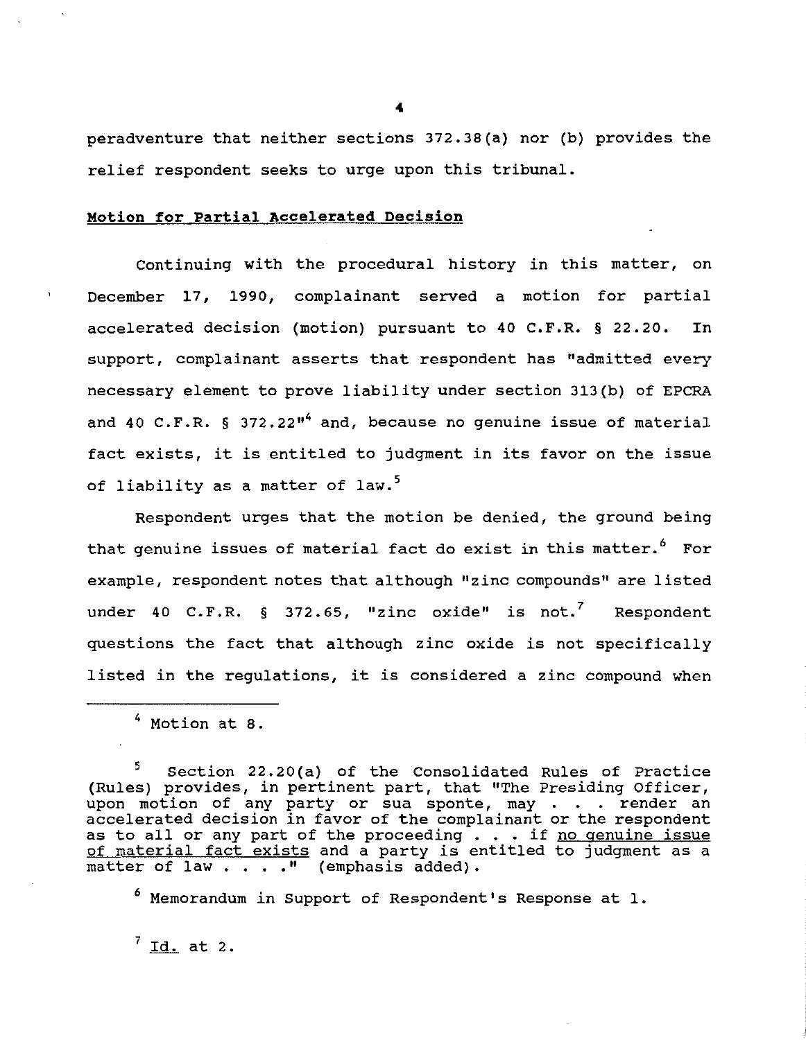peradventure that neither sections 372.38(a) nor (b) provides the relief respondent seeks to urge upon this tribunal.

**Motion for Partial Accelerated Decision**

Continuing with the procedural history in this matter, on December 17, 1990, complainant served a motion for partial accelerated decision (motion) pursuant to 40 C.F.R. § 22.20. In support, complainant asserts that respondent has "admitted every necessary element to prove liability under section 313(b) of EPCRA and 40 C.F.R. § 372.22"[4] and, because no genuine issue of material fact exists, it is entitled to judgment in its favor on the issue of liability as a matter of law.[5]

Respondent urges that the motion be denied, the ground being that genuine issues of material fact do exist in this matter.[6] For example, respondent notes that although "zinc compounds" are listed under 40 C.F.R. § 372.65, "zinc oxide" is not.[7] Respondent questions the fact that although zinc oxide is not specifically listed in the regulations, it is considered a zinc compound when

---

[4] Motion at 8.

[5] Section 22.20(a) of the Consolidated Rules of Practice (Rules) provides, in pertinent part, that "The Presiding Officer, upon motion of any party or sua sponte, may . . . render an accelerated decision in favor of the complainant or the respondent as to all or any part of the proceeding . . . if <u>no genuine issue of material fact exists</u> and a party is entitled to judgment as a matter of law . . . ." (emphasis added).

[6] Memorandum in Support of Respondent's Response at 1.

[7] <u>Id.</u> at 2.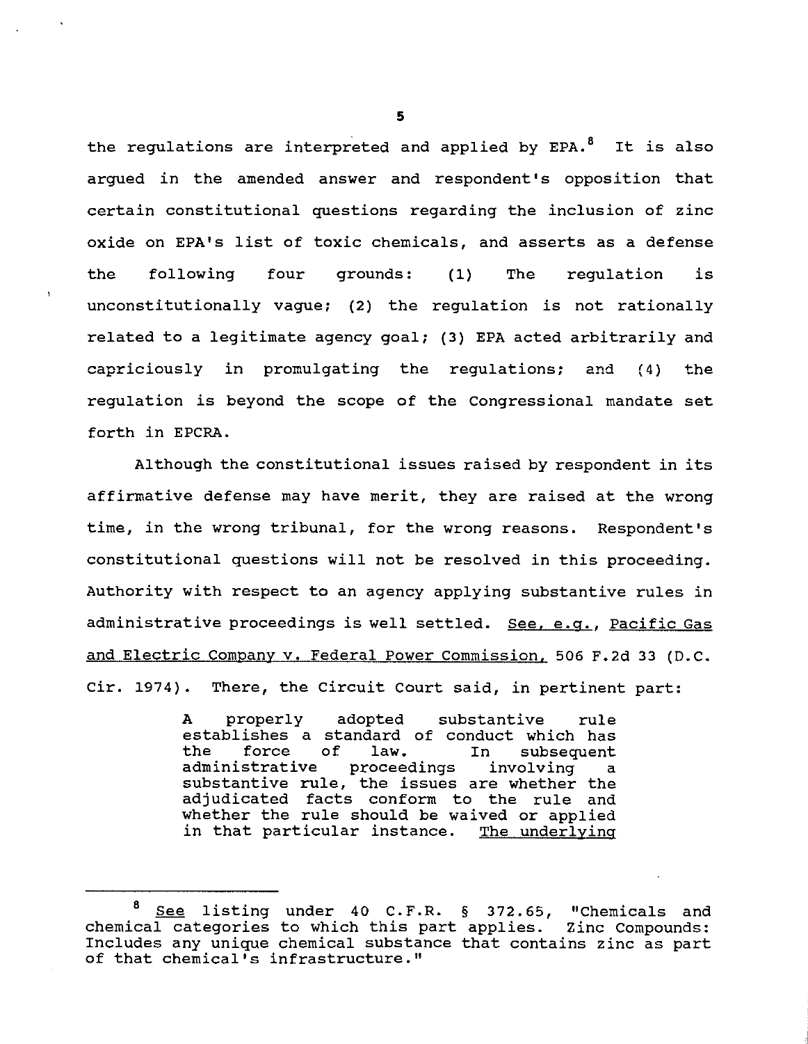the regulations are interpreted and applied by EPA.[8] It is also argued in the amended answer and respondent's opposition that certain constitutional questions regarding the inclusion of zinc oxide on EPA's list of toxic chemicals, and asserts as a defense the following four grounds: (1) The regulation is unconstitutionally vague; (2) the regulation is not rationally related to a legitimate agency goal; (3) EPA acted arbitrarily and capriciously in promulgating the regulations; and (4) the regulation is beyond the scope of the Congressional mandate set forth in EPCRA.

Although the constitutional issues raised by respondent in its affirmative defense may have merit, they are raised at the wrong time, in the wrong tribunal, for the wrong reasons. Respondent's constitutional questions will not be resolved in this proceeding. Authority with respect to an agency applying substantive rules in administrative proceedings is well settled. See, e.g., Pacific Gas and Electric Company v. Federal Power Commission, 506 F.2d 33 (D.C. Cir. 1974). There, the Circuit Court said, in pertinent part:

> A properly adopted substantive rule establishes a standard of conduct which has the force of law. In subsequent administrative proceedings involving a substantive rule, the issues are whether the adjudicated facts conform to the rule and whether the rule should be waived or applied in that particular instance. The underlying

---

[8] See listing under 40 C.F.R. § 372.65, "Chemicals and chemical categories to which this part applies. Zinc Compounds: Includes any unique chemical substance that contains zinc as part of that chemical's infrastructure."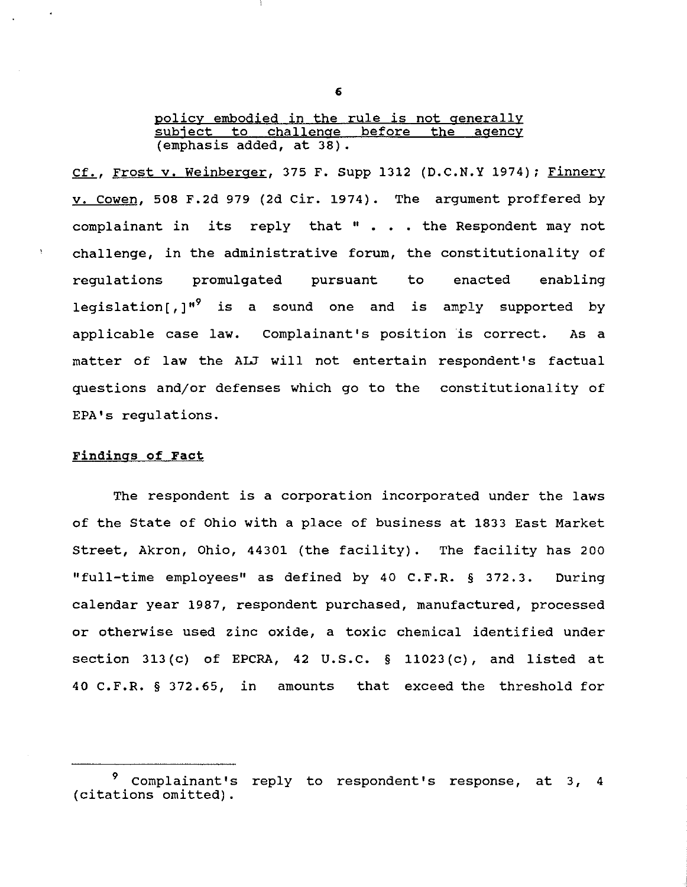policy embodied in the rule is not generally subject to challenge before the agency (emphasis added, at 38).

Cf., Frost v. Weinberger, 375 F. Supp 1312 (D.C.N.Y 1974); Finnery v. Cowen, 508 F.2d 979 (2d Cir. 1974). The argument proffered by complainant in its reply that " . . . the Respondent may not challenge, in the administrative forum, the constitutionality of regulations promulgated pursuant to enacted enabling legislation[,]"[9] is a sound one and is amply supported by applicable case law. Complainant's position is correct. As a matter of law the ALJ will not entertain respondent's factual questions and/or defenses which go to the constitutionality of EPA's regulations.

## Findings of Fact

The respondent is a corporation incorporated under the laws of the State of Ohio with a place of business at 1833 East Market Street, Akron, Ohio, 44301 (the facility). The facility has 200 "full-time employees" as defined by 40 C.F.R. § 372.3. During calendar year 1987, respondent purchased, manufactured, processed or otherwise used zinc oxide, a toxic chemical identified under section 313(c) of EPCRA, 42 U.S.C. § 11023(c), and listed at 40 C.F.R. § 372.65, in amounts that exceed the threshold for

---

[9] Complainant's reply to respondent's response, at 3, 4 (citations omitted).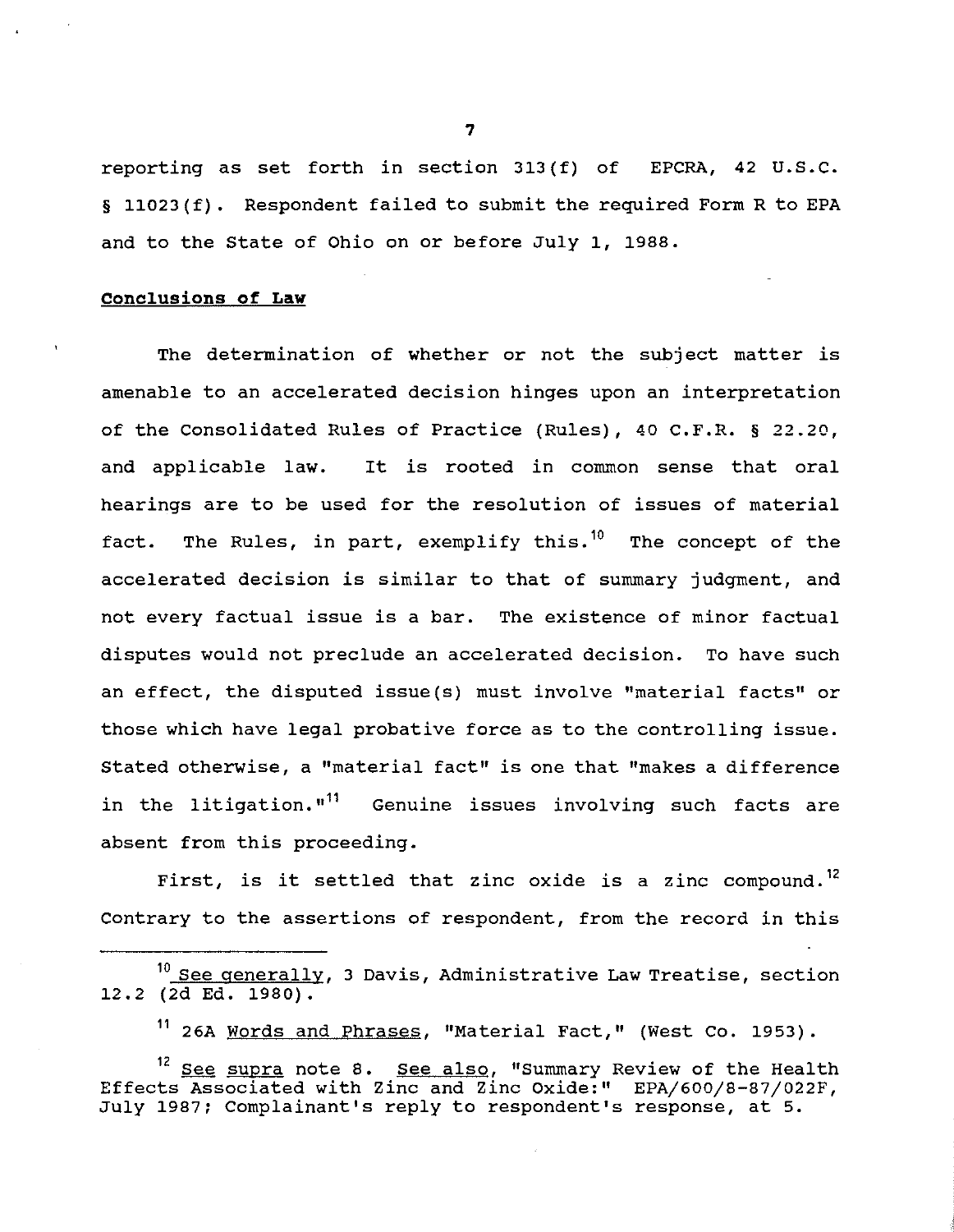reporting as set forth in section 313(f) of EPCRA, 42 U.S.C. § 11023(f). Respondent failed to submit the required Form R to EPA and to the State of Ohio on or before July 1, 1988.

## Conclusions of Law

The determination of whether or not the subject matter is amenable to an accelerated decision hinges upon an interpretation of the Consolidated Rules of Practice (Rules), 40 C.F.R. § 22.20, and applicable law. It is rooted in common sense that oral hearings are to be used for the resolution of issues of material fact. The Rules, in part, exemplify this.[10] The concept of the accelerated decision is similar to that of summary judgment, and not every factual issue is a bar. The existence of minor factual disputes would not preclude an accelerated decision. To have such an effect, the disputed issue(s) must involve "material facts" or those which have legal probative force as to the controlling issue. Stated otherwise, a "material fact" is one that "makes a difference in the litigation."[11] Genuine issues involving such facts are absent from this proceeding.

First, is it settled that zinc oxide is a zinc compound.[12] Contrary to the assertions of respondent, from the record in this

---

[10] See generally, 3 Davis, Administrative Law Treatise, section 12.2 (2d Ed. 1980).

[11] 26A Words and Phrases, "Material Fact," (West Co. 1953).

[12] See supra note 8. See also, "Summary Review of the Health Effects Associated with Zinc and Zinc Oxide:" EPA/600/8-87/022F, July 1987; Complainant's reply to respondent's response, at 5.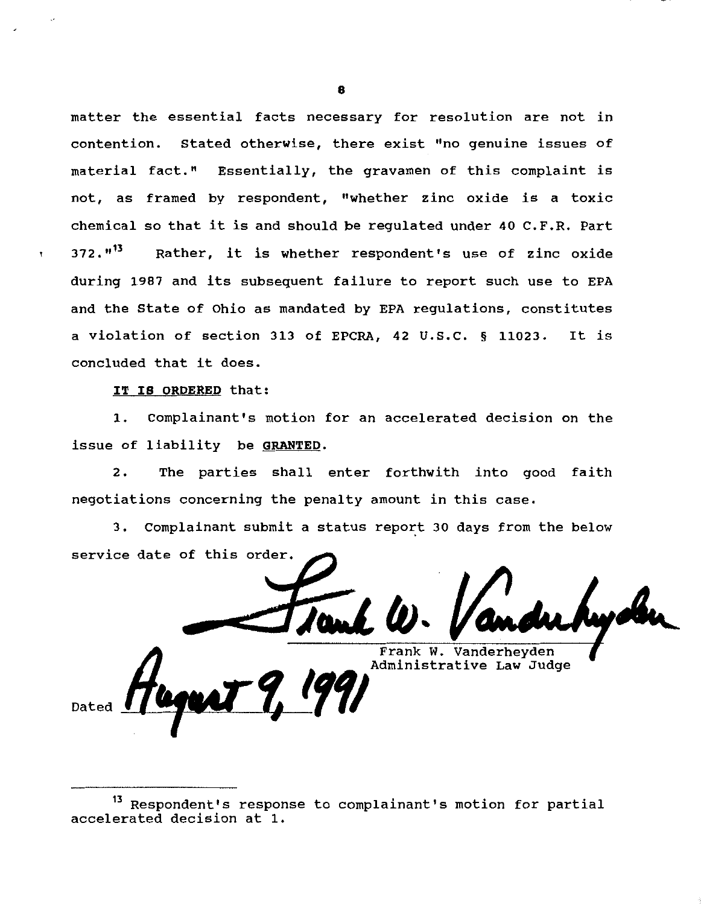matter the essential facts necessary for resolution are not in contention. Stated otherwise, there exist "no genuine issues of material fact." Essentially, the gravamen of this complaint is not, as framed by respondent, "whether zinc oxide is a toxic chemical so that it is and should be regulated under 40 C.F.R. Part 372."[13] Rather, it is whether respondent's use of zinc oxide during 1987 and its subsequent failure to report such use to EPA and the State of Ohio as mandated by EPA regulations, constitutes a violation of section 313 of EPCRA, 42 U.S.C. § 11023. It is concluded that it does.

**IT IS ORDERED** that:

1. Complainant's motion for an accelerated decision on the issue of liability be **GRANTED**.

2. The parties shall enter forthwith into good faith negotiations concerning the penalty amount in this case.

3. Complainant submit a status report 30 days from the below service date of this order.

Frank W. Vanderheyden
Administrative Law Judge

Dated August 9, 1991

---

[13] Respondent's response to complainant's motion for partial accelerated decision at 1.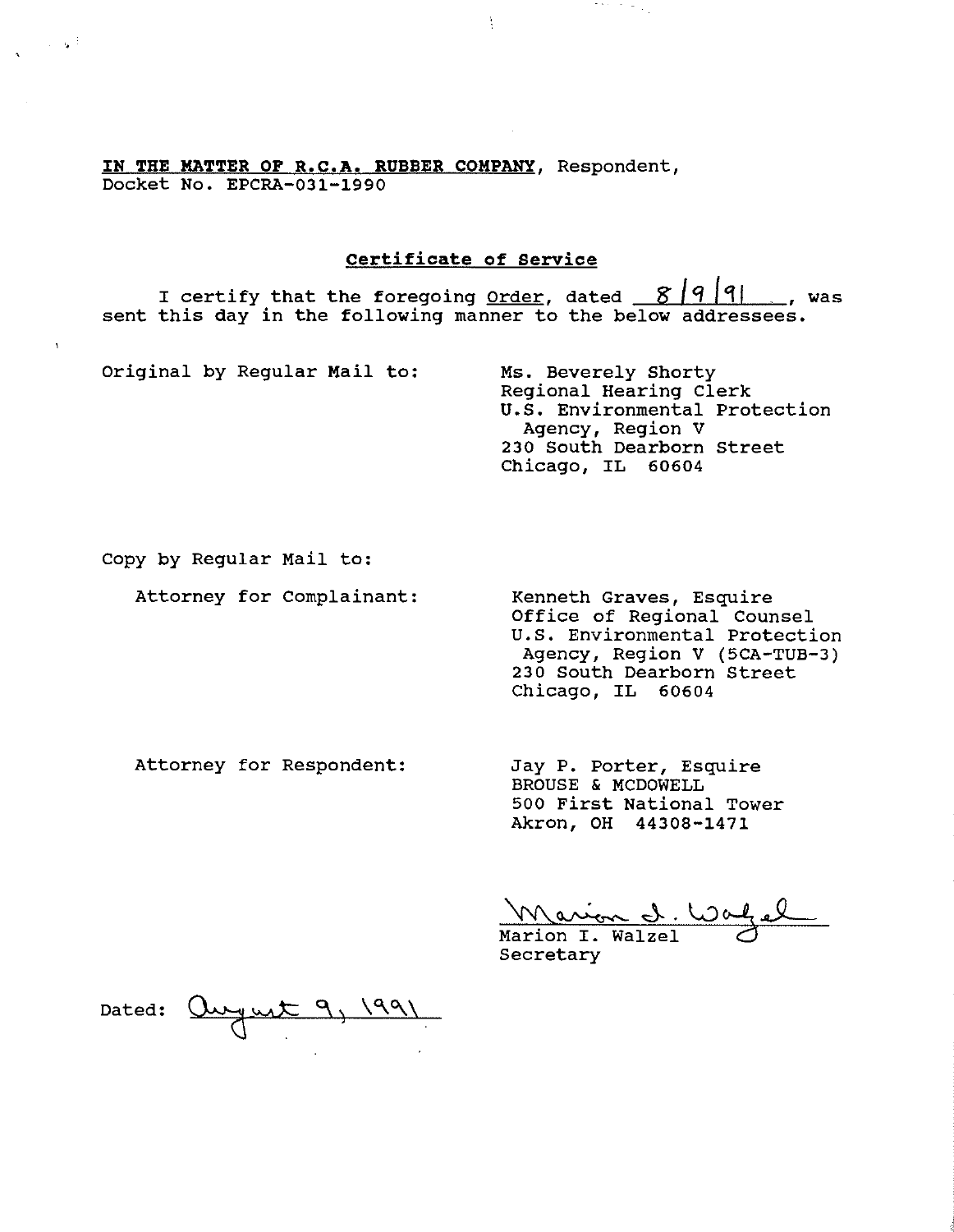**IN THE MATTER OF R.C.A. RUBBER COMPANY**, Respondent,
Docket No. EPCRA-031-1990

## Certificate of Service

I certify that the foregoing Order, dated 8/9/91, was sent this day in the following manner to the below addressees.

Original by Regular Mail to:

Ms. Beverely Shorty
Regional Hearing Clerk
U.S. Environmental Protection Agency, Region V
230 South Dearborn Street
Chicago, IL 60604

Copy by Regular Mail to:

Attorney for Complainant:

Kenneth Graves, Esquire
Office of Regional Counsel
U.S. Environmental Protection Agency, Region V (5CA-TUB-3)
230 South Dearborn Street
Chicago, IL 60604

Attorney for Respondent:

Jay P. Porter, Esquire
BROUSE & MCDOWELL
500 First National Tower
Akron, OH 44308-1471

Marion I. Walzel
Marion I. Walzel
Secretary

Dated: August 9, 1991